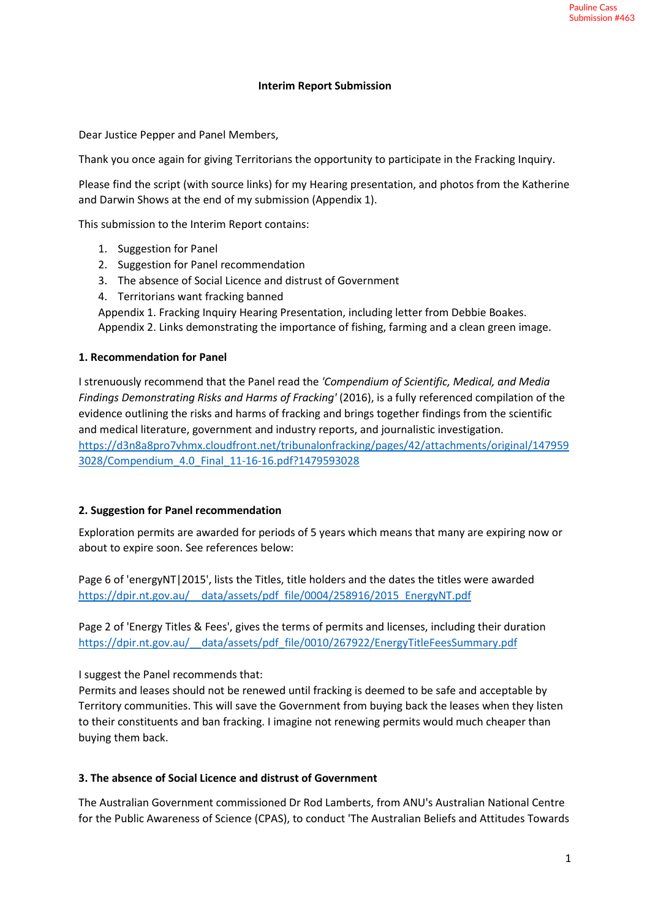Pauline Cass
Submission #463

**Interim Report Submission**

Dear Justice Pepper and Panel Members,

Thank you once again for giving Territorians the opportunity to participate in the Fracking Inquiry.

Please find the script (with source links) for my Hearing presentation, and photos from the Katherine and Darwin Shows at the end of my submission (Appendix 1).

This submission to the Interim Report contains:

1. Suggestion for Panel
2. Suggestion for Panel recommendation
3. The absence of Social Licence and distrust of Government
4. Territorians want fracking banned

Appendix 1. Fracking Inquiry Hearing Presentation, including letter from Debbie Boakes.
Appendix 2. Links demonstrating the importance of fishing, farming and a clean green image.

**1. Recommendation for Panel**

I strenuously recommend that the Panel read the *'Compendium of Scientific, Medical, and Media Findings Demonstrating Risks and Harms of Fracking'* (2016), is a fully referenced compilation of the evidence outlining the risks and harms of fracking and brings together findings from the scientific and medical literature, government and industry reports, and journalistic investigation.
https://d3n8a8pro7vhmx.cloudfront.net/tribunalonfracking/pages/42/attachments/original/1479593028/Compendium_4.0_Final_11-16-16.pdf?1479593028

**2. Suggestion for Panel recommendation**

Exploration permits are awarded for periods of 5 years which means that many are expiring now or about to expire soon. See references below:

Page 6 of 'energyNT|2015', lists the Titles, title holders and the dates the titles were awarded
https://dpir.nt.gov.au/__data/assets/pdf_file/0004/258916/2015_EnergyNT.pdf

Page 2 of 'Energy Titles & Fees', gives the terms of permits and licenses, including their duration
https://dpir.nt.gov.au/__data/assets/pdf_file/0010/267922/EnergyTitleFeesSummary.pdf

I suggest the Panel recommends that:
Permits and leases should not be renewed until fracking is deemed to be safe and acceptable by Territory communities. This will save the Government from buying back the leases when they listen to their constituents and ban fracking. I imagine not renewing permits would much cheaper than buying them back.

**3. The absence of Social Licence and distrust of Government**

The Australian Government commissioned Dr Rod Lamberts, from ANU's Australian National Centre for the Public Awareness of Science (CPAS), to conduct 'The Australian Beliefs and Attitudes Towards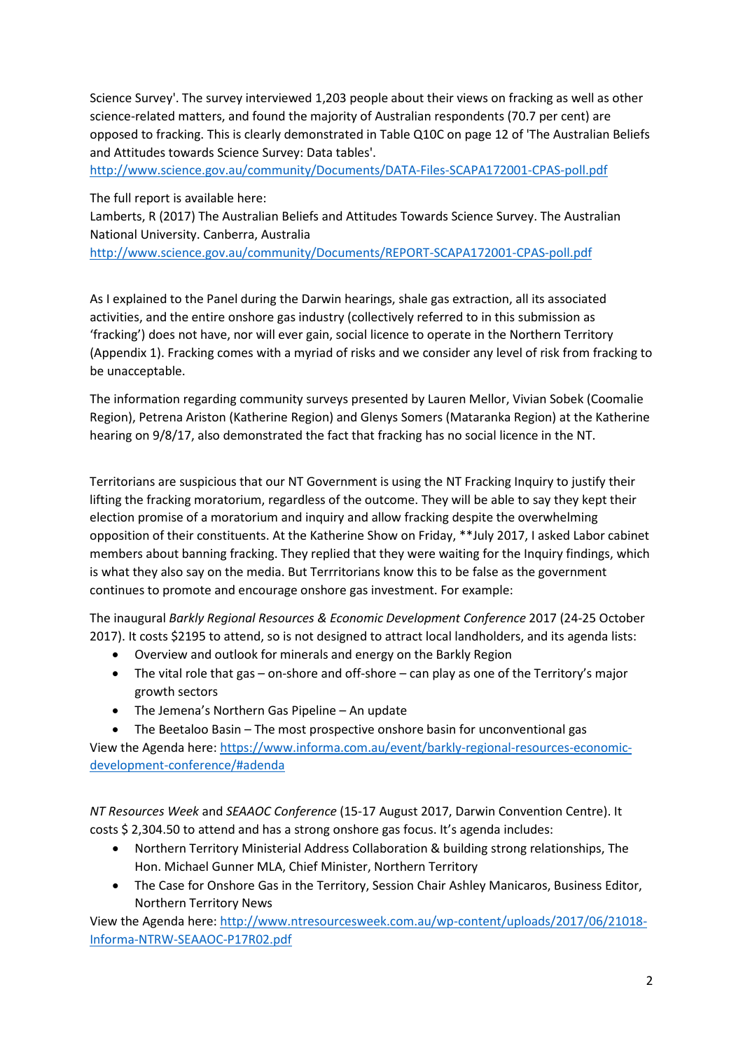Science Survey'. The survey interviewed 1,203 people about their views on fracking as well as other science-related matters, and found the majority of Australian respondents (70.7 per cent) are opposed to fracking. This is clearly demonstrated in Table Q10C on page 12 of 'The Australian Beliefs and Attitudes towards Science Survey: Data tables'.
http://www.science.gov.au/community/Documents/DATA-Files-SCAPA172001-CPAS-poll.pdf

The full report is available here:
Lamberts, R (2017) The Australian Beliefs and Attitudes Towards Science Survey. The Australian National University. Canberra, Australia
http://www.science.gov.au/community/Documents/REPORT-SCAPA172001-CPAS-poll.pdf

As I explained to the Panel during the Darwin hearings, shale gas extraction, all its associated activities, and the entire onshore gas industry (collectively referred to in this submission as 'fracking') does not have, nor will ever gain, social licence to operate in the Northern Territory (Appendix 1). Fracking comes with a myriad of risks and we consider any level of risk from fracking to be unacceptable.

The information regarding community surveys presented by Lauren Mellor, Vivian Sobek (Coomalie Region), Petrena Ariston (Katherine Region) and Glenys Somers (Mataranka Region) at the Katherine hearing on 9/8/17, also demonstrated the fact that fracking has no social licence in the NT.

Territorians are suspicious that our NT Government is using the NT Fracking Inquiry to justify their lifting the fracking moratorium, regardless of the outcome. They will be able to say they kept their election promise of a moratorium and inquiry and allow fracking despite the overwhelming opposition of their constituents. At the Katherine Show on Friday, **July 2017, I asked Labor cabinet members about banning fracking. They replied that they were waiting for the Inquiry findings, which is what they also say on the media. But Terrritorians know this to be false as the government continues to promote and encourage onshore gas investment. For example:

The inaugural *Barkly Regional Resources & Economic Development Conference* 2017 (24-25 October 2017). It costs $2195 to attend, so is not designed to attract local landholders, and its agenda lists:

- Overview and outlook for minerals and energy on the Barkly Region
- The vital role that gas – on-shore and off-shore – can play as one of the Territory's major growth sectors
- The Jemena's Northern Gas Pipeline – An update
- The Beetaloo Basin – The most prospective onshore basin for unconventional gas

View the Agenda here: https://www.informa.com.au/event/barkly-regional-resources-economic-development-conference/#adenda

*NT Resources Week* and *SEAAOC Conference* (15-17 August 2017, Darwin Convention Centre). It costs $ 2,304.50 to attend and has a strong onshore gas focus. It's agenda includes:

- Northern Territory Ministerial Address Collaboration & building strong relationships, The Hon. Michael Gunner MLA, Chief Minister, Northern Territory
- The Case for Onshore Gas in the Territory, Session Chair Ashley Manicaros, Business Editor, Northern Territory News

View the Agenda here: http://www.ntresourcesweek.com.au/wp-content/uploads/2017/06/21018-Informa-NTRW-SEAAOC-P17R02.pdf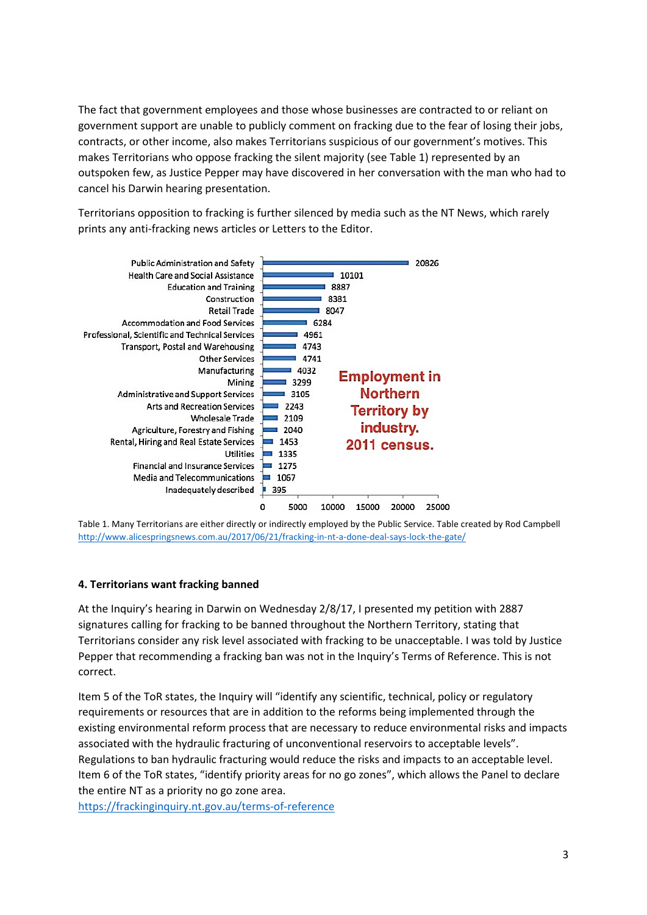The fact that government employees and those whose businesses are contracted to or reliant on government support are unable to publicly comment on fracking due to the fear of losing their jobs, contracts, or other income, also makes Territorians suspicious of our government's motives. This makes Territorians who oppose fracking the silent majority (see Table 1) represented by an outspoken few, as Justice Pepper may have discovered in her conversation with the man who had to cancel his Darwin hearing presentation.

Territorians opposition to fracking is further silenced by media such as the NT News, which rarely prints any anti-fracking news articles or Letters to the Editor.

**Employment in Northern Territory by industry. 2011 census.**

| Industry | Employment |
|---|---|
| Public Administration and Safety | 20826 |
| Health Care and Social Assistance | 10101 |
| Education and Training | 8887 |
| Construction | 8381 |
| Retail Trade | 8047 |
| Accommodation and Food Services | 6284 |
| Professional, Scientific and Technical Services | 4961 |
| Transport, Postal and Warehousing | 4743 |
| Other Services | 4741 |
| Manufacturing | 4032 |
| Mining | 3299 |
| Administrative and Support Services | 3105 |
| Arts and Recreation Services | 2243 |
| Wholesale Trade | 2109 |
| Agriculture, Forestry and Fishing | 2040 |
| Rental, Hiring and Real Estate Services | 1453 |
| Utilities | 1335 |
| Financial and Insurance Services | 1275 |
| Media and Telecommunications | 1067 |
| Inadequately described | 395 |

Table 1. Many Territorians are either directly or indirectly employed by the Public Service. Table created by Rod Campbell http://www.alicespringsnews.com.au/2017/06/21/fracking-in-nt-a-done-deal-says-lock-the-gate/

#### 4. Territorians want fracking banned

At the Inquiry's hearing in Darwin on Wednesday 2/8/17, I presented my petition with 2887 signatures calling for fracking to be banned throughout the Northern Territory, stating that Territorians consider any risk level associated with fracking to be unacceptable. I was told by Justice Pepper that recommending a fracking ban was not in the Inquiry's Terms of Reference. This is not correct.

Item 5 of the ToR states, the Inquiry will "identify any scientific, technical, policy or regulatory requirements or resources that are in addition to the reforms being implemented through the existing environmental reform process that are necessary to reduce environmental risks and impacts associated with the hydraulic fracturing of unconventional reservoirs to acceptable levels". Regulations to ban hydraulic fracturing would reduce the risks and impacts to an acceptable level. Item 6 of the ToR states, "identify priority areas for no go zones", which allows the Panel to declare the entire NT as a priority no go zone area.
https://frackinginquiry.nt.gov.au/terms-of-reference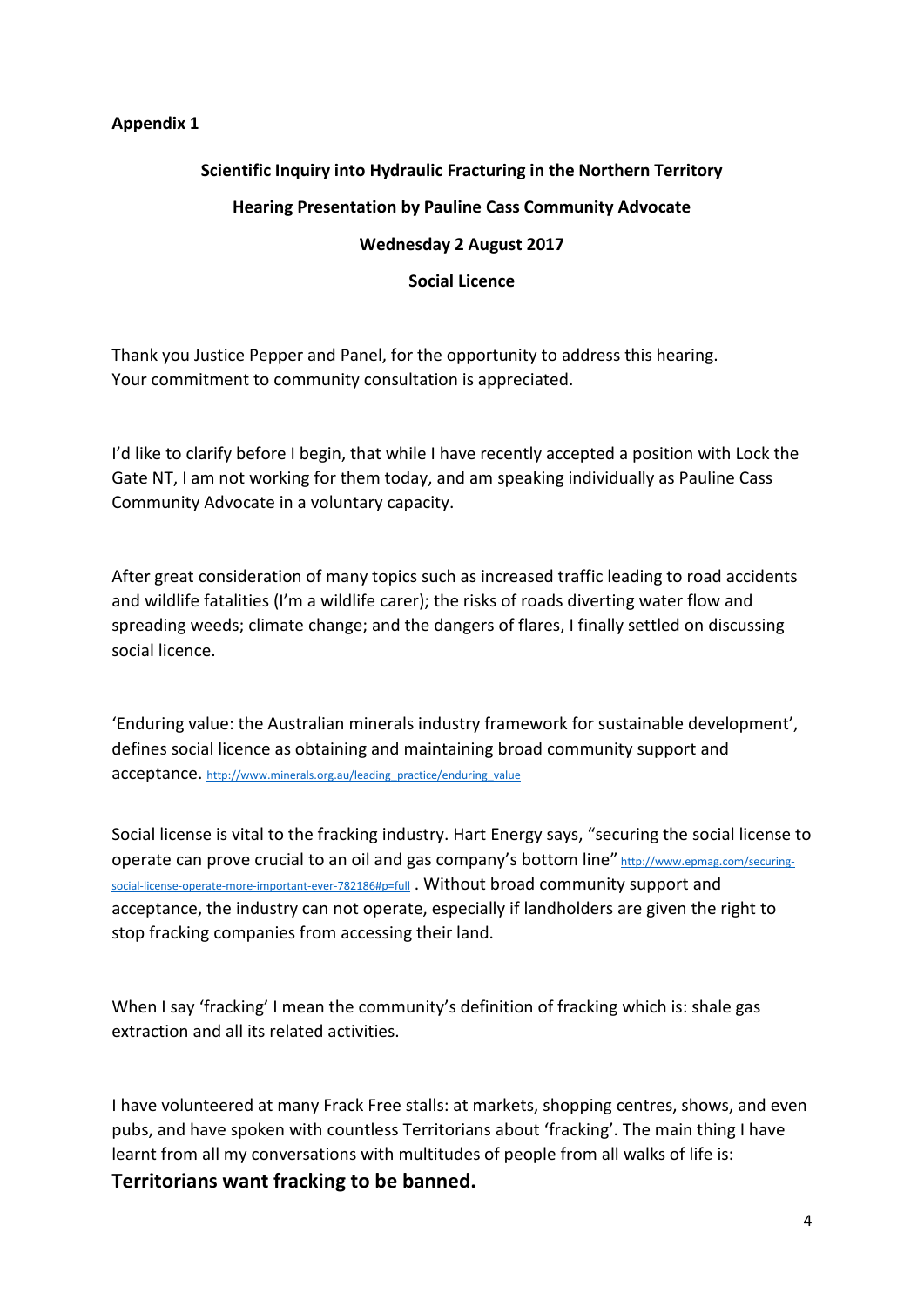**Appendix 1**

**Scientific Inquiry into Hydraulic Fracturing in the Northern Territory**

**Hearing Presentation by Pauline Cass Community Advocate**

**Wednesday 2 August 2017**

**Social Licence**

Thank you Justice Pepper and Panel, for the opportunity to address this hearing. Your commitment to community consultation is appreciated.

I'd like to clarify before I begin, that while I have recently accepted a position with Lock the Gate NT, I am not working for them today, and am speaking individually as Pauline Cass Community Advocate in a voluntary capacity.

After great consideration of many topics such as increased traffic leading to road accidents and wildlife fatalities (I'm a wildlife carer); the risks of roads diverting water flow and spreading weeds; climate change; and the dangers of flares, I finally settled on discussing social licence.

'Enduring value: the Australian minerals industry framework for sustainable development', defines social licence as obtaining and maintaining broad community support and acceptance. http://www.minerals.org.au/leading_practice/enduring_value

Social license is vital to the fracking industry. Hart Energy says, "securing the social license to operate can prove crucial to an oil and gas company's bottom line" http://www.epmag.com/securing-social-license-operate-more-important-ever-782186#p=full . Without broad community support and acceptance, the industry can not operate, especially if landholders are given the right to stop fracking companies from accessing their land.

When I say 'fracking' I mean the community's definition of fracking which is: shale gas extraction and all its related activities.

I have volunteered at many Frack Free stalls: at markets, shopping centres, shows, and even pubs, and have spoken with countless Territorians about 'fracking'. The main thing I have learnt from all my conversations with multitudes of people from all walks of life is:

**Territorians want fracking to be banned.**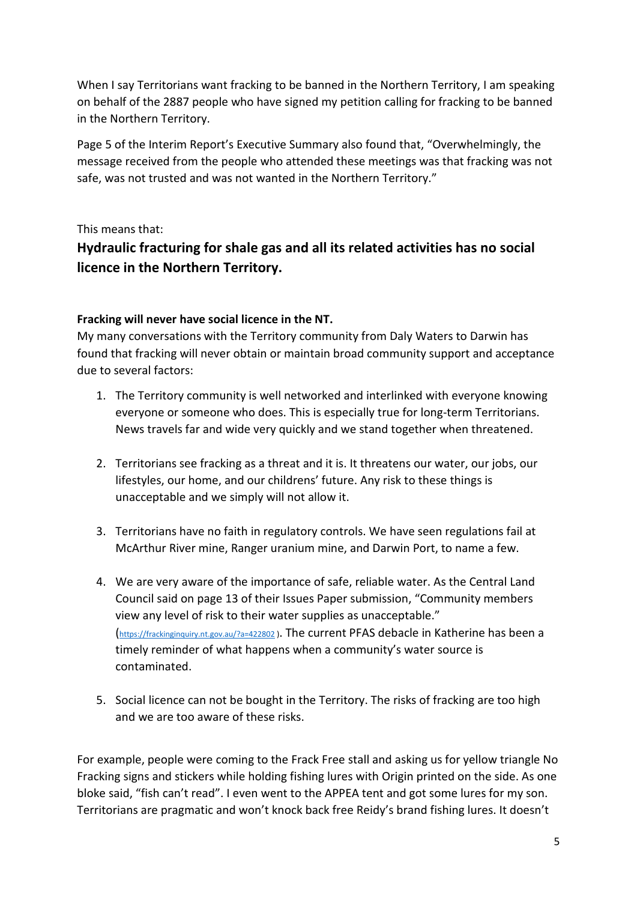When I say Territorians want fracking to be banned in the Northern Territory, I am speaking on behalf of the 2887 people who have signed my petition calling for fracking to be banned in the Northern Territory.

Page 5 of the Interim Report's Executive Summary also found that, "Overwhelmingly, the message received from the people who attended these meetings was that fracking was not safe, was not trusted and was not wanted in the Northern Territory."

This means that:

## Hydraulic fracturing for shale gas and all its related activities has no social licence in the Northern Territory.

**Fracking will never have social licence in the NT.**
My many conversations with the Territory community from Daly Waters to Darwin has found that fracking will never obtain or maintain broad community support and acceptance due to several factors:

1. The Territory community is well networked and interlinked with everyone knowing everyone or someone who does. This is especially true for long-term Territorians. News travels far and wide very quickly and we stand together when threatened.

2. Territorians see fracking as a threat and it is. It threatens our water, our jobs, our lifestyles, our home, and our childrens' future. Any risk to these things is unacceptable and we simply will not allow it.

3. Territorians have no faith in regulatory controls. We have seen regulations fail at McArthur River mine, Ranger uranium mine, and Darwin Port, to name a few.

4. We are very aware of the importance of safe, reliable water. As the Central Land Council said on page 13 of their Issues Paper submission, "Community members view any level of risk to their water supplies as unacceptable." (https://frackinginquiry.nt.gov.au/?a=422802 ). The current PFAS debacle in Katherine has been a timely reminder of what happens when a community's water source is contaminated.

5. Social licence can not be bought in the Territory. The risks of fracking are too high and we are too aware of these risks.

For example, people were coming to the Frack Free stall and asking us for yellow triangle No Fracking signs and stickers while holding fishing lures with Origin printed on the side. As one bloke said, "fish can't read". I even went to the APPEA tent and got some lures for my son. Territorians are pragmatic and won't knock back free Reidy's brand fishing lures. It doesn't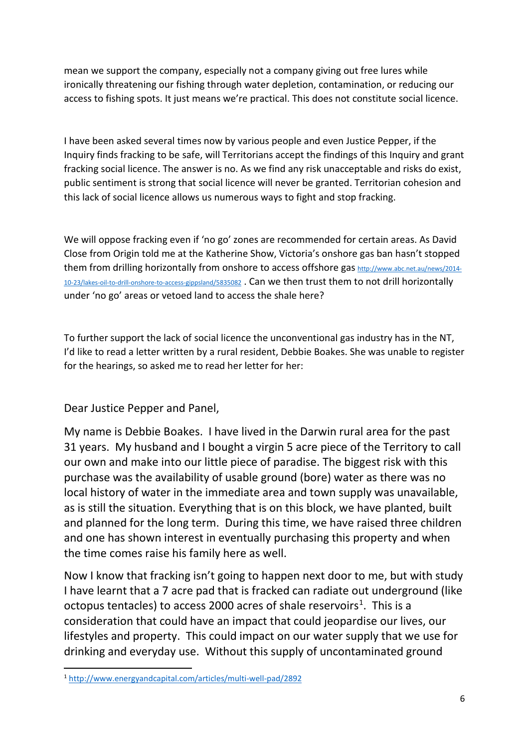mean we support the company, especially not a company giving out free lures while ironically threatening our fishing through water depletion, contamination, or reducing our access to fishing spots. It just means we're practical. This does not constitute social licence.

I have been asked several times now by various people and even Justice Pepper, if the Inquiry finds fracking to be safe, will Territorians accept the findings of this Inquiry and grant fracking social licence. The answer is no. As we find any risk unacceptable and risks do exist, public sentiment is strong that social licence will never be granted. Territorian cohesion and this lack of social licence allows us numerous ways to fight and stop fracking.

We will oppose fracking even if 'no go' zones are recommended for certain areas. As David Close from Origin told me at the Katherine Show, Victoria's onshore gas ban hasn't stopped them from drilling horizontally from onshore to access offshore gas http://www.abc.net.au/news/2014-10-23/lakes-oil-to-drill-onshore-to-access-gippsland/5835082 . Can we then trust them to not drill horizontally under 'no go' areas or vetoed land to access the shale here?

To further support the lack of social licence the unconventional gas industry has in the NT, I'd like to read a letter written by a rural resident, Debbie Boakes. She was unable to register for the hearings, so asked me to read her letter for her:

Dear Justice Pepper and Panel,

My name is Debbie Boakes. I have lived in the Darwin rural area for the past 31 years. My husband and I bought a virgin 5 acre piece of the Territory to call our own and make into our little piece of paradise. The biggest risk with this purchase was the availability of usable ground (bore) water as there was no local history of water in the immediate area and town supply was unavailable, as is still the situation. Everything that is on this block, we have planted, built and planned for the long term. During this time, we have raised three children and one has shown interest in eventually purchasing this property and when the time comes raise his family here as well.

Now I know that fracking isn't going to happen next door to me, but with study I have learnt that a 7 acre pad that is fracked can radiate out underground (like octopus tentacles) to access 2000 acres of shale reservoirs[1]. This is a consideration that could have an impact that could jeopardise our lives, our lifestyles and property. This could impact on our water supply that we use for drinking and everyday use. Without this supply of uncontaminated ground

[1] http://www.energyandcapital.com/articles/multi-well-pad/2892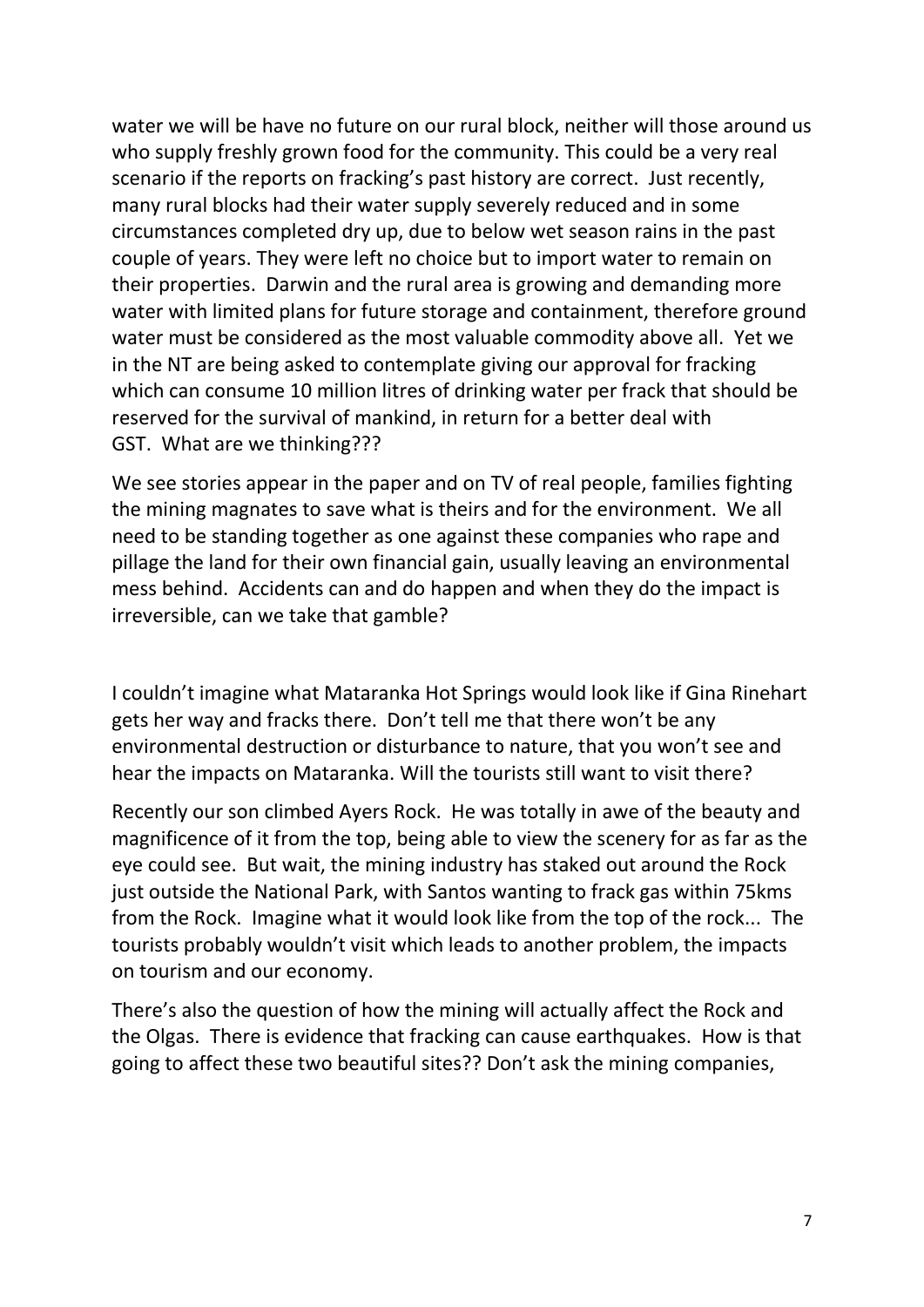water we will be have no future on our rural block, neither will those around us who supply freshly grown food for the community. This could be a very real scenario if the reports on fracking's past history are correct. Just recently, many rural blocks had their water supply severely reduced and in some circumstances completed dry up, due to below wet season rains in the past couple of years. They were left no choice but to import water to remain on their properties. Darwin and the rural area is growing and demanding more water with limited plans for future storage and containment, therefore ground water must be considered as the most valuable commodity above all. Yet we in the NT are being asked to contemplate giving our approval for fracking which can consume 10 million litres of drinking water per frack that should be reserved for the survival of mankind, in return for a better deal with GST. What are we thinking???

We see stories appear in the paper and on TV of real people, families fighting the mining magnates to save what is theirs and for the environment. We all need to be standing together as one against these companies who rape and pillage the land for their own financial gain, usually leaving an environmental mess behind. Accidents can and do happen and when they do the impact is irreversible, can we take that gamble?

I couldn't imagine what Mataranka Hot Springs would look like if Gina Rinehart gets her way and fracks there. Don't tell me that there won't be any environmental destruction or disturbance to nature, that you won't see and hear the impacts on Mataranka. Will the tourists still want to visit there?

Recently our son climbed Ayers Rock. He was totally in awe of the beauty and magnificence of it from the top, being able to view the scenery for as far as the eye could see. But wait, the mining industry has staked out around the Rock just outside the National Park, with Santos wanting to frack gas within 75kms from the Rock. Imagine what it would look like from the top of the rock... The tourists probably wouldn't visit which leads to another problem, the impacts on tourism and our economy.

There's also the question of how the mining will actually affect the Rock and the Olgas. There is evidence that fracking can cause earthquakes. How is that going to affect these two beautiful sites?? Don't ask the mining companies,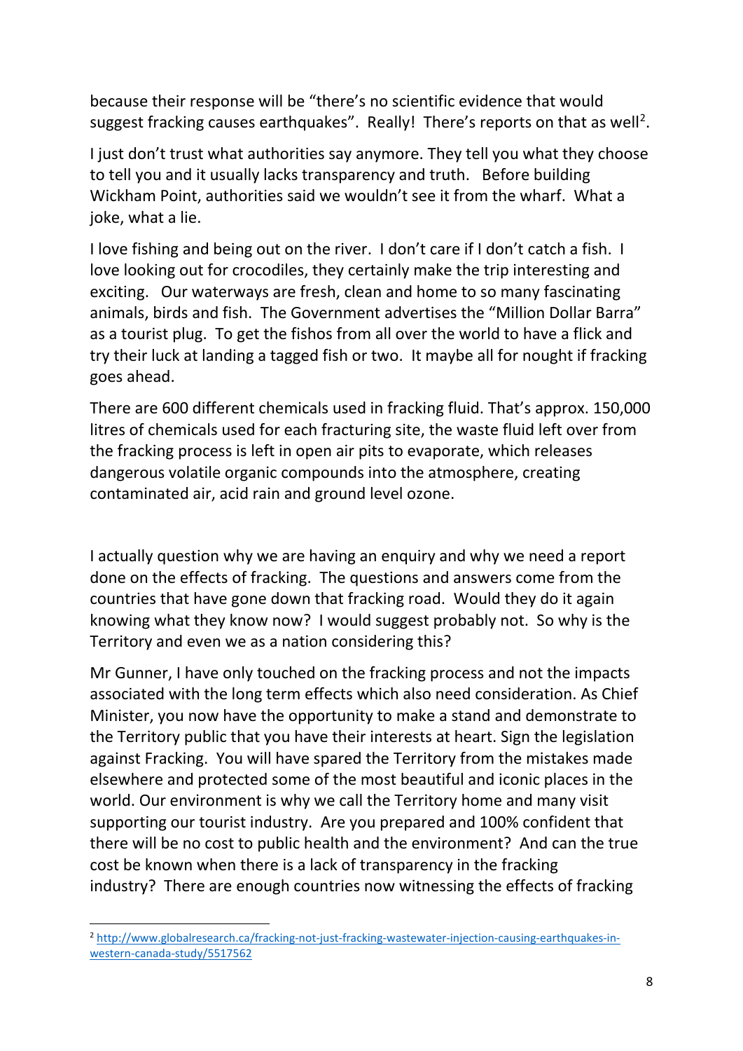because their response will be "there's no scientific evidence that would suggest fracking causes earthquakes". Really! There's reports on that as well[2].

I just don't trust what authorities say anymore. They tell you what they choose to tell you and it usually lacks transparency and truth. Before building Wickham Point, authorities said we wouldn't see it from the wharf. What a joke, what a lie.

I love fishing and being out on the river. I don't care if I don't catch a fish. I love looking out for crocodiles, they certainly make the trip interesting and exciting. Our waterways are fresh, clean and home to so many fascinating animals, birds and fish. The Government advertises the "Million Dollar Barra" as a tourist plug. To get the fishos from all over the world to have a flick and try their luck at landing a tagged fish or two. It maybe all for nought if fracking goes ahead.

There are 600 different chemicals used in fracking fluid. That's approx. 150,000 litres of chemicals used for each fracturing site, the waste fluid left over from the fracking process is left in open air pits to evaporate, which releases dangerous volatile organic compounds into the atmosphere, creating contaminated air, acid rain and ground level ozone.

I actually question why we are having an enquiry and why we need a report done on the effects of fracking. The questions and answers come from the countries that have gone down that fracking road. Would they do it again knowing what they know now? I would suggest probably not. So why is the Territory and even we as a nation considering this?

Mr Gunner, I have only touched on the fracking process and not the impacts associated with the long term effects which also need consideration. As Chief Minister, you now have the opportunity to make a stand and demonstrate to the Territory public that you have their interests at heart. Sign the legislation against Fracking. You will have spared the Territory from the mistakes made elsewhere and protected some of the most beautiful and iconic places in the world. Our environment is why we call the Territory home and many visit supporting our tourist industry. Are you prepared and 100% confident that there will be no cost to public health and the environment? And can the true cost be known when there is a lack of transparency in the fracking industry? There are enough countries now witnessing the effects of fracking

---

[2] http://www.globalresearch.ca/fracking-not-just-fracking-wastewater-injection-causing-earthquakes-in-western-canada-study/5517562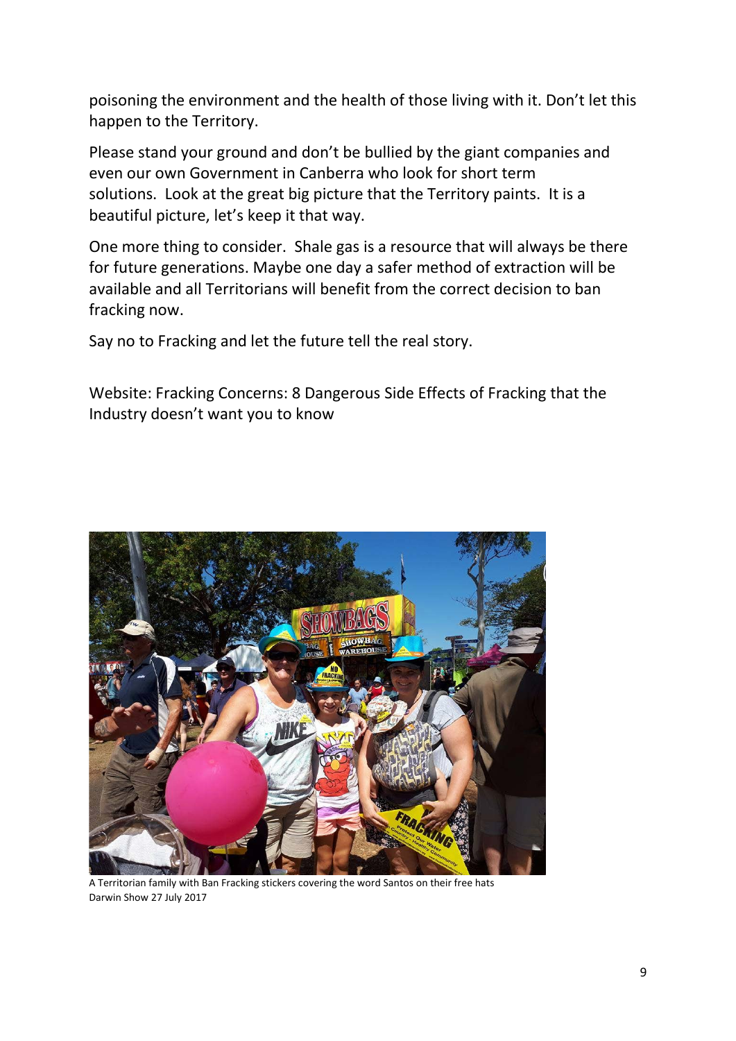poisoning the environment and the health of those living with it. Don't let this happen to the Territory.

Please stand your ground and don't be bullied by the giant companies and even our own Government in Canberra who look for short term solutions. Look at the great big picture that the Territory paints. It is a beautiful picture, let's keep it that way.

One more thing to consider. Shale gas is a resource that will always be there for future generations. Maybe one day a safer method of extraction will be available and all Territorians will benefit from the correct decision to ban fracking now.

Say no to Fracking and let the future tell the real story.

Website: Fracking Concerns: 8 Dangerous Side Effects of Fracking that the Industry doesn't want you to know

A Territorian family with Ban Fracking stickers covering the word Santos on their free hats
Darwin Show 27 July 2017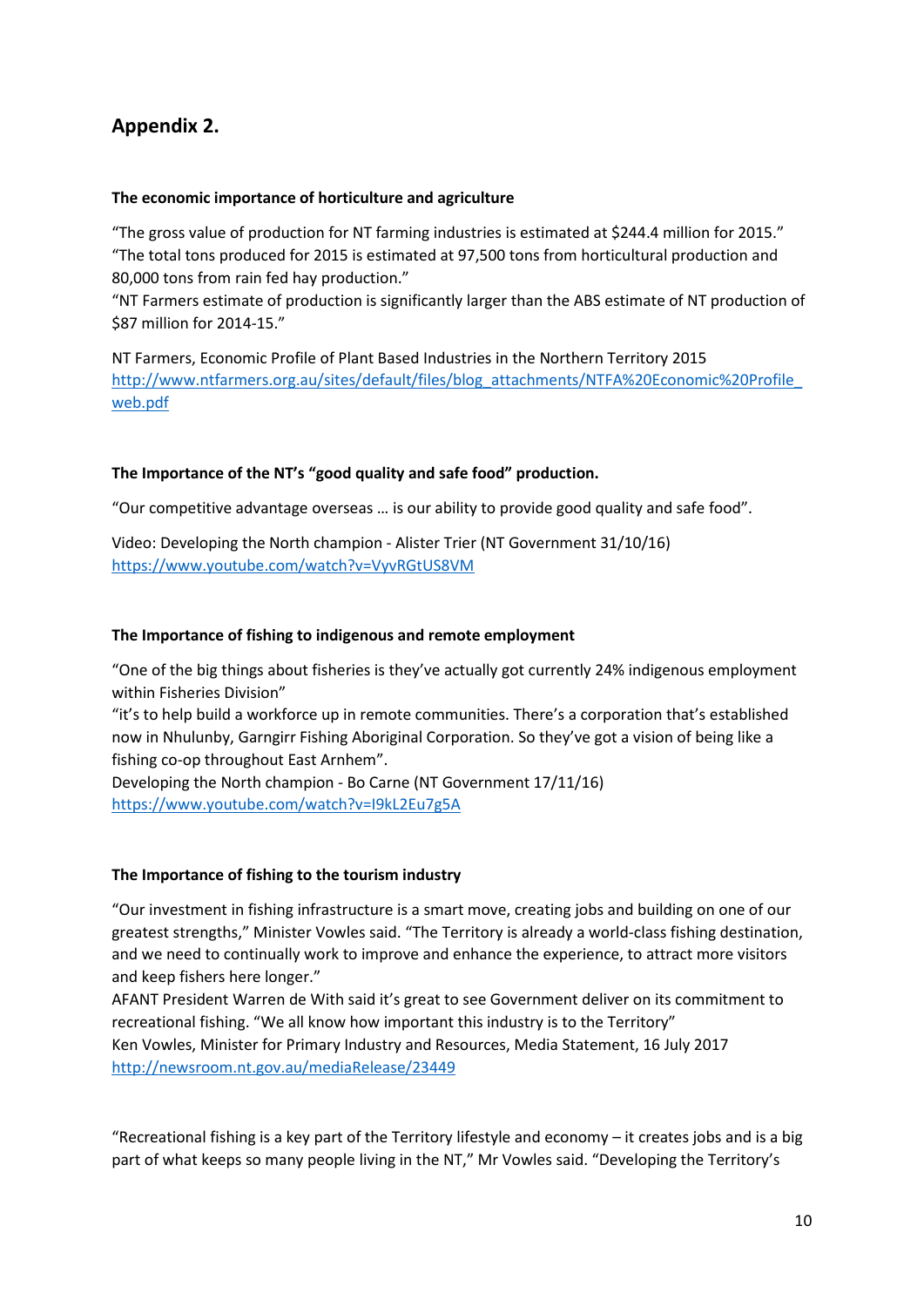## Appendix 2.

**The economic importance of horticulture and agriculture**

"The gross value of production for NT farming industries is estimated at $244.4 million for 2015."
"The total tons produced for 2015 is estimated at 97,500 tons from horticultural production and 80,000 tons from rain fed hay production."
"NT Farmers estimate of production is significantly larger than the ABS estimate of NT production of $87 million for 2014-15."

NT Farmers, Economic Profile of Plant Based Industries in the Northern Territory 2015
http://www.ntfarmers.org.au/sites/default/files/blog_attachments/NTFA%20Economic%20Profile_web.pdf

**The Importance of the NT's "good quality and safe food" production.**

"Our competitive advantage overseas … is our ability to provide good quality and safe food".

Video: Developing the North champion - Alister Trier (NT Government 31/10/16)
https://www.youtube.com/watch?v=VyvRGtUS8VM

**The Importance of fishing to indigenous and remote employment**

"One of the big things about fisheries is they've actually got currently 24% indigenous employment within Fisheries Division"
"it's to help build a workforce up in remote communities. There's a corporation that's established now in Nhulunby, Garngirr Fishing Aboriginal Corporation. So they've got a vision of being like a fishing co-op throughout East Arnhem".
Developing the North champion - Bo Carne (NT Government 17/11/16)
https://www.youtube.com/watch?v=I9kL2Eu7g5A

**The Importance of fishing to the tourism industry**

"Our investment in fishing infrastructure is a smart move, creating jobs and building on one of our greatest strengths," Minister Vowles said. "The Territory is already a world-class fishing destination, and we need to continually work to improve and enhance the experience, to attract more visitors and keep fishers here longer."
AFANT President Warren de With said it's great to see Government deliver on its commitment to recreational fishing. "We all know how important this industry is to the Territory"
Ken Vowles, Minister for Primary Industry and Resources, Media Statement, 16 July 2017
http://newsroom.nt.gov.au/mediaRelease/23449

"Recreational fishing is a key part of the Territory lifestyle and economy – it creates jobs and is a big part of what keeps so many people living in the NT," Mr Vowles said. "Developing the Territory's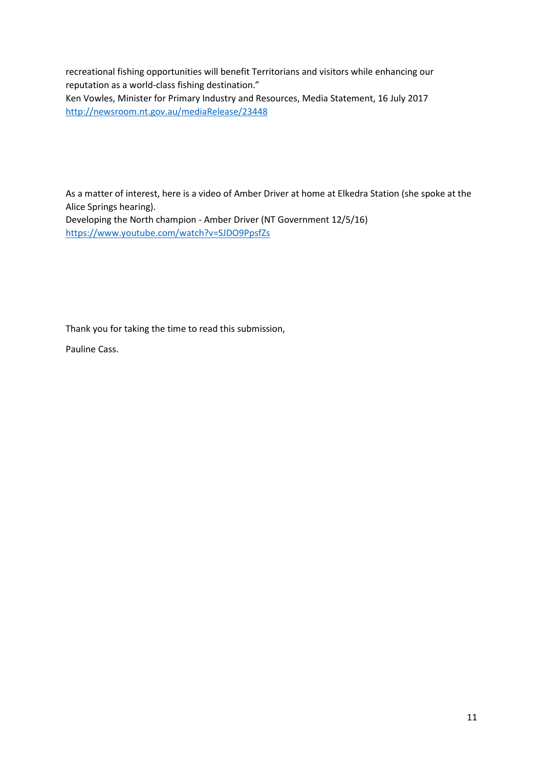recreational fishing opportunities will benefit Territorians and visitors while enhancing our reputation as a world-class fishing destination."
Ken Vowles, Minister for Primary Industry and Resources, Media Statement, 16 July 2017
http://newsroom.nt.gov.au/mediaRelease/23448

As a matter of interest, here is a video of Amber Driver at home at Elkedra Station (she spoke at the Alice Springs hearing).
Developing the North champion - Amber Driver (NT Government 12/5/16)
https://www.youtube.com/watch?v=SJDO9PpsfZs

Thank you for taking the time to read this submission,

Pauline Cass.